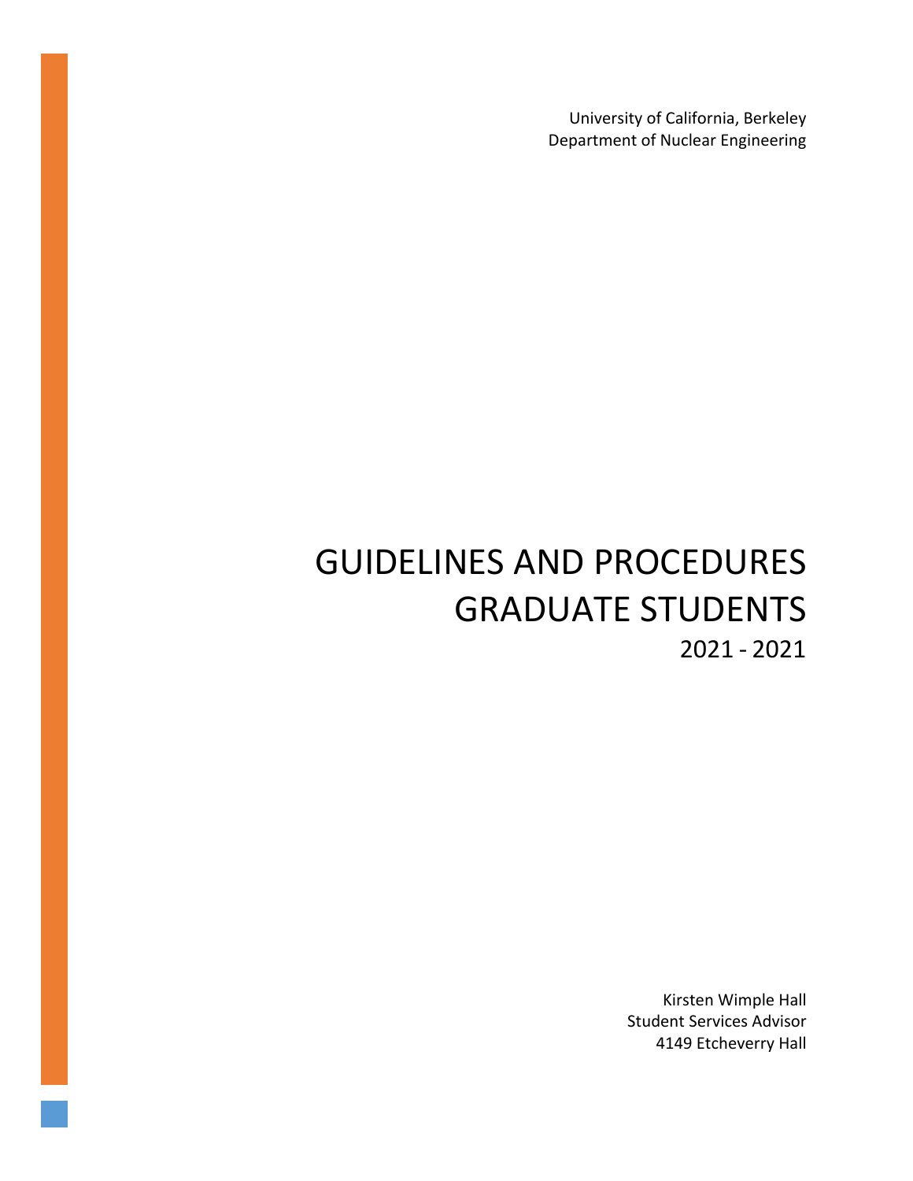University of California, Berkeley
Department of Nuclear Engineering

# GUIDELINES AND PROCEDURES GRADUATE STUDENTS

2021 - 2021

Kirsten Wimple Hall
Student Services Advisor
4149 Etcheverry Hall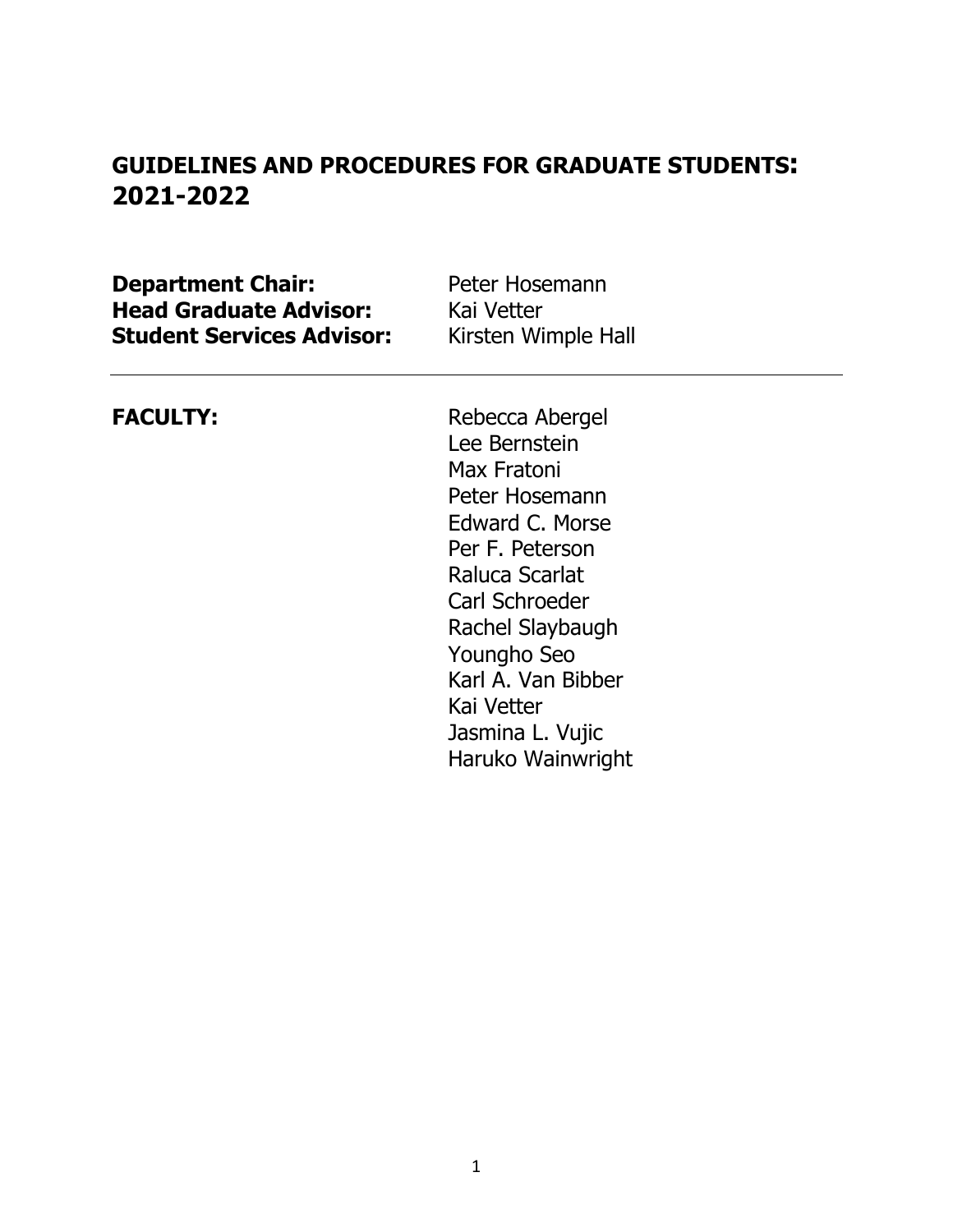# GUIDELINES AND PROCEDURES FOR GRADUATE STUDENTS: 2021-2022

| | |
|---|---|
| **Department Chair:** | Peter Hosemann |
| **Head Graduate Advisor:** | Kai Vetter |
| **Student Services Advisor:** | Kirsten Wimple Hall |

---

**FACULTY:**

Rebecca Abergel
Lee Bernstein
Max Fratoni
Peter Hosemann
Edward C. Morse
Per F. Peterson
Raluca Scarlat
Carl Schroeder
Rachel Slaybaugh
Youngho Seo
Karl A. Van Bibber
Kai Vetter
Jasmina L. Vujic
Haruko Wainwright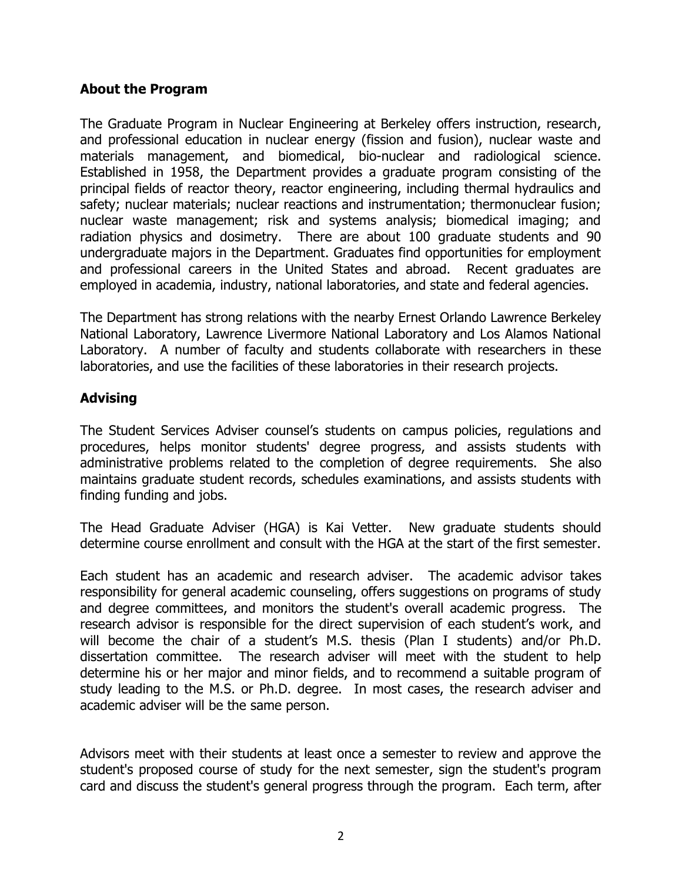## About the Program

The Graduate Program in Nuclear Engineering at Berkeley offers instruction, research, and professional education in nuclear energy (fission and fusion), nuclear waste and materials management, and biomedical, bio-nuclear and radiological science. Established in 1958, the Department provides a graduate program consisting of the principal fields of reactor theory, reactor engineering, including thermal hydraulics and safety; nuclear materials; nuclear reactions and instrumentation; thermonuclear fusion; nuclear waste management; risk and systems analysis; biomedical imaging; and radiation physics and dosimetry. There are about 100 graduate students and 90 undergraduate majors in the Department. Graduates find opportunities for employment and professional careers in the United States and abroad. Recent graduates are employed in academia, industry, national laboratories, and state and federal agencies.

The Department has strong relations with the nearby Ernest Orlando Lawrence Berkeley National Laboratory, Lawrence Livermore National Laboratory and Los Alamos National Laboratory. A number of faculty and students collaborate with researchers in these laboratories, and use the facilities of these laboratories in their research projects.

## Advising

The Student Services Adviser counsel's students on campus policies, regulations and procedures, helps monitor students' degree progress, and assists students with administrative problems related to the completion of degree requirements. She also maintains graduate student records, schedules examinations, and assists students with finding funding and jobs.

The Head Graduate Adviser (HGA) is Kai Vetter. New graduate students should determine course enrollment and consult with the HGA at the start of the first semester.

Each student has an academic and research adviser. The academic advisor takes responsibility for general academic counseling, offers suggestions on programs of study and degree committees, and monitors the student's overall academic progress. The research advisor is responsible for the direct supervision of each student's work, and will become the chair of a student's M.S. thesis (Plan I students) and/or Ph.D. dissertation committee. The research adviser will meet with the student to help determine his or her major and minor fields, and to recommend a suitable program of study leading to the M.S. or Ph.D. degree. In most cases, the research adviser and academic adviser will be the same person.

Advisors meet with their students at least once a semester to review and approve the student's proposed course of study for the next semester, sign the student's program card and discuss the student's general progress through the program. Each term, after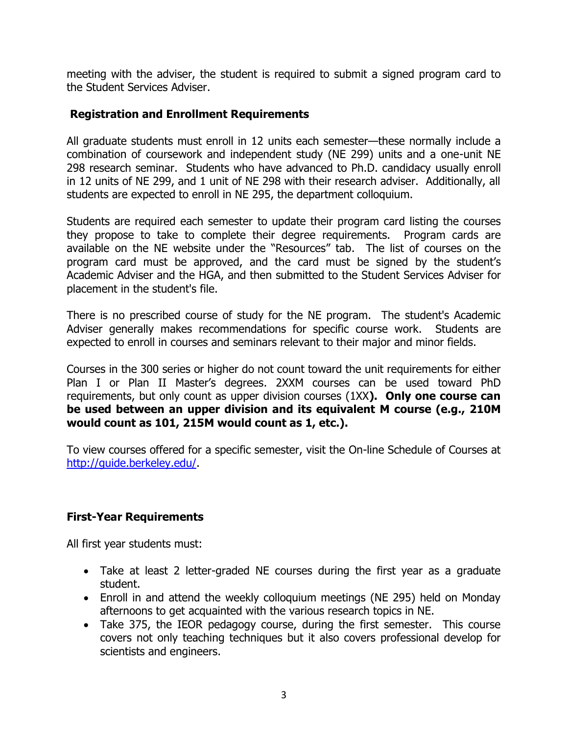meeting with the adviser, the student is required to submit a signed program card to the Student Services Adviser.

## Registration and Enrollment Requirements

All graduate students must enroll in 12 units each semester—these normally include a combination of coursework and independent study (NE 299) units and a one-unit NE 298 research seminar. Students who have advanced to Ph.D. candidacy usually enroll in 12 units of NE 299, and 1 unit of NE 298 with their research adviser. Additionally, all students are expected to enroll in NE 295, the department colloquium.

Students are required each semester to update their program card listing the courses they propose to take to complete their degree requirements. Program cards are available on the NE website under the "Resources" tab. The list of courses on the program card must be approved, and the card must be signed by the student's Academic Adviser and the HGA, and then submitted to the Student Services Adviser for placement in the student's file.

There is no prescribed course of study for the NE program. The student's Academic Adviser generally makes recommendations for specific course work. Students are expected to enroll in courses and seminars relevant to their major and minor fields.

Courses in the 300 series or higher do not count toward the unit requirements for either Plan I or Plan II Master's degrees. 2XXM courses can be used toward PhD requirements, but only count as upper division courses (1XX**). Only one course can be used between an upper division and its equivalent M course (e.g., 210M would count as 101, 215M would count as 1, etc.).**

To view courses offered for a specific semester, visit the On-line Schedule of Courses at [http://guide.berkeley.edu/](http://guide.berkeley.edu/).

## First-Year Requirements

All first year students must:

- Take at least 2 letter-graded NE courses during the first year as a graduate student.
- Enroll in and attend the weekly colloquium meetings (NE 295) held on Monday afternoons to get acquainted with the various research topics in NE.
- Take 375, the IEOR pedagogy course, during the first semester. This course covers not only teaching techniques but it also covers professional develop for scientists and engineers.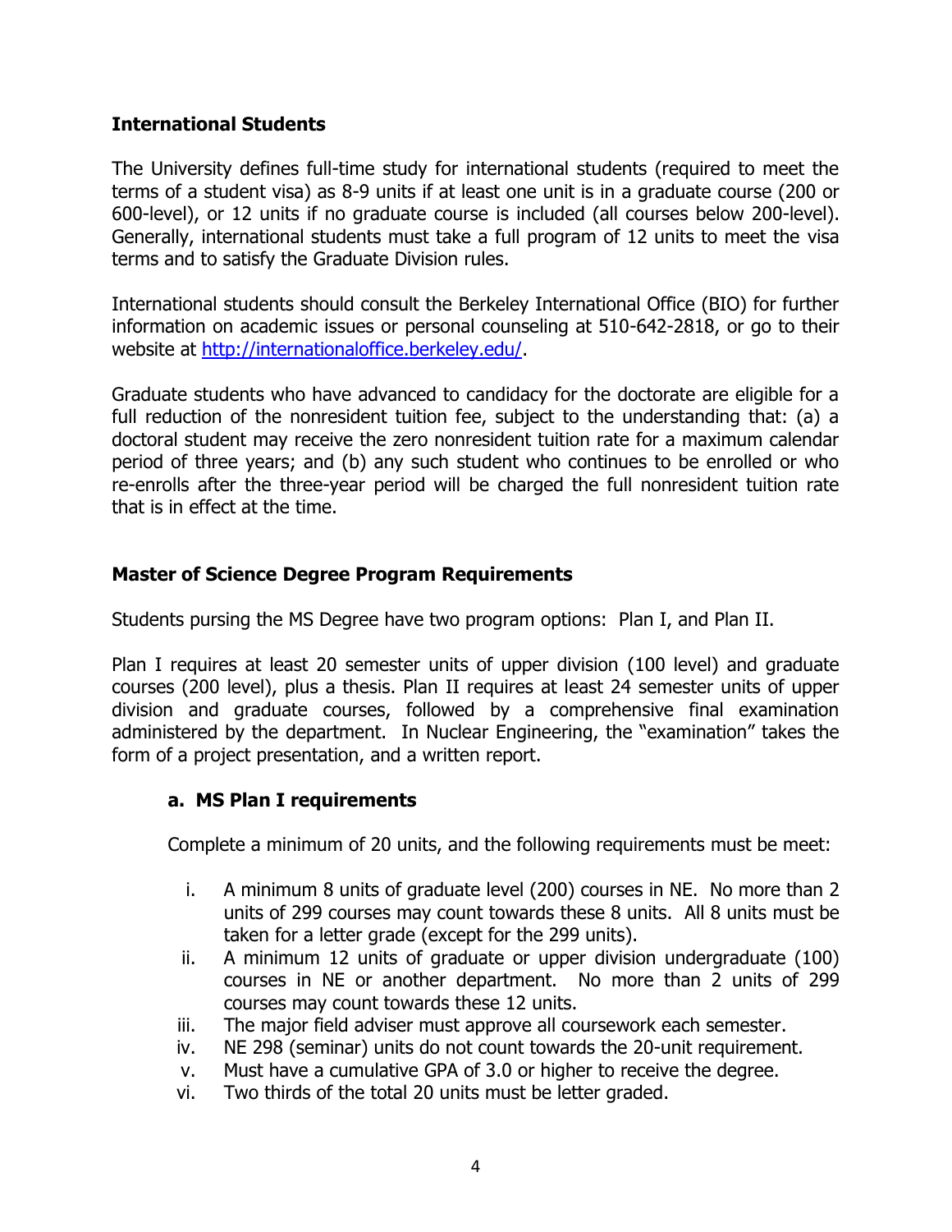**International Students**

The University defines full-time study for international students (required to meet the terms of a student visa) as 8-9 units if at least one unit is in a graduate course (200 or 600-level), or 12 units if no graduate course is included (all courses below 200-level). Generally, international students must take a full program of 12 units to meet the visa terms and to satisfy the Graduate Division rules.

International students should consult the Berkeley International Office (BIO) for further information on academic issues or personal counseling at 510-642-2818, or go to their website at [http://internationaloffice.berkeley.edu/](http://internationaloffice.berkeley.edu/).

Graduate students who have advanced to candidacy for the doctorate are eligible for a full reduction of the nonresident tuition fee, subject to the understanding that: (a) a doctoral student may receive the zero nonresident tuition rate for a maximum calendar period of three years; and (b) any such student who continues to be enrolled or who re-enrolls after the three-year period will be charged the full nonresident tuition rate that is in effect at the time.

**Master of Science Degree Program Requirements**

Students pursing the MS Degree have two program options: Plan I, and Plan II.

Plan I requires at least 20 semester units of upper division (100 level) and graduate courses (200 level), plus a thesis. Plan II requires at least 24 semester units of upper division and graduate courses, followed by a comprehensive final examination administered by the department. In Nuclear Engineering, the "examination" takes the form of a project presentation, and a written report.

**a. MS Plan I requirements**

Complete a minimum of 20 units, and the following requirements must be meet:

i. A minimum 8 units of graduate level (200) courses in NE. No more than 2 units of 299 courses may count towards these 8 units. All 8 units must be taken for a letter grade (except for the 299 units).
ii. A minimum 12 units of graduate or upper division undergraduate (100) courses in NE or another department. No more than 2 units of 299 courses may count towards these 12 units.
iii. The major field adviser must approve all coursework each semester.
iv. NE 298 (seminar) units do not count towards the 20-unit requirement.
v. Must have a cumulative GPA of 3.0 or higher to receive the degree.
vi. Two thirds of the total 20 units must be letter graded.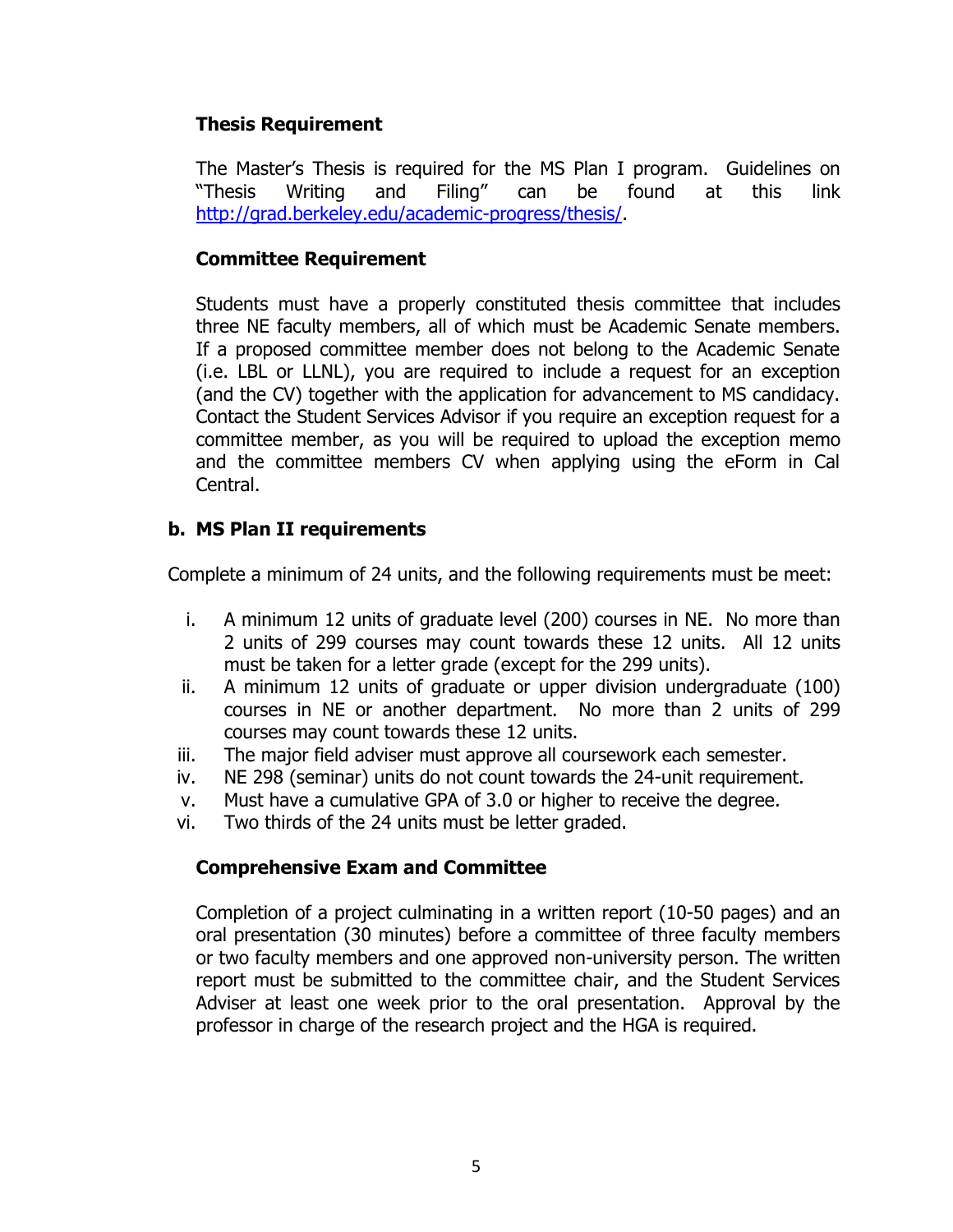### Thesis Requirement

The Master's Thesis is required for the MS Plan I program. Guidelines on "Thesis Writing and Filing" can be found at this link http://grad.berkeley.edu/academic-progress/thesis/.

### Committee Requirement

Students must have a properly constituted thesis committee that includes three NE faculty members, all of which must be Academic Senate members. If a proposed committee member does not belong to the Academic Senate (i.e. LBL or LLNL), you are required to include a request for an exception (and the CV) together with the application for advancement to MS candidacy. Contact the Student Services Advisor if you require an exception request for a committee member, as you will be required to upload the exception memo and the committee members CV when applying using the eForm in Cal Central.

## b. MS Plan II requirements

Complete a minimum of 24 units, and the following requirements must be meet:

i. A minimum 12 units of graduate level (200) courses in NE. No more than 2 units of 299 courses may count towards these 12 units. All 12 units must be taken for a letter grade (except for the 299 units).
ii. A minimum 12 units of graduate or upper division undergraduate (100) courses in NE or another department. No more than 2 units of 299 courses may count towards these 12 units.
iii. The major field adviser must approve all coursework each semester.
iv. NE 298 (seminar) units do not count towards the 24-unit requirement.
v. Must have a cumulative GPA of 3.0 or higher to receive the degree.
vi. Two thirds of the 24 units must be letter graded.

### Comprehensive Exam and Committee

Completion of a project culminating in a written report (10-50 pages) and an oral presentation (30 minutes) before a committee of three faculty members or two faculty members and one approved non-university person. The written report must be submitted to the committee chair, and the Student Services Adviser at least one week prior to the oral presentation. Approval by the professor in charge of the research project and the HGA is required.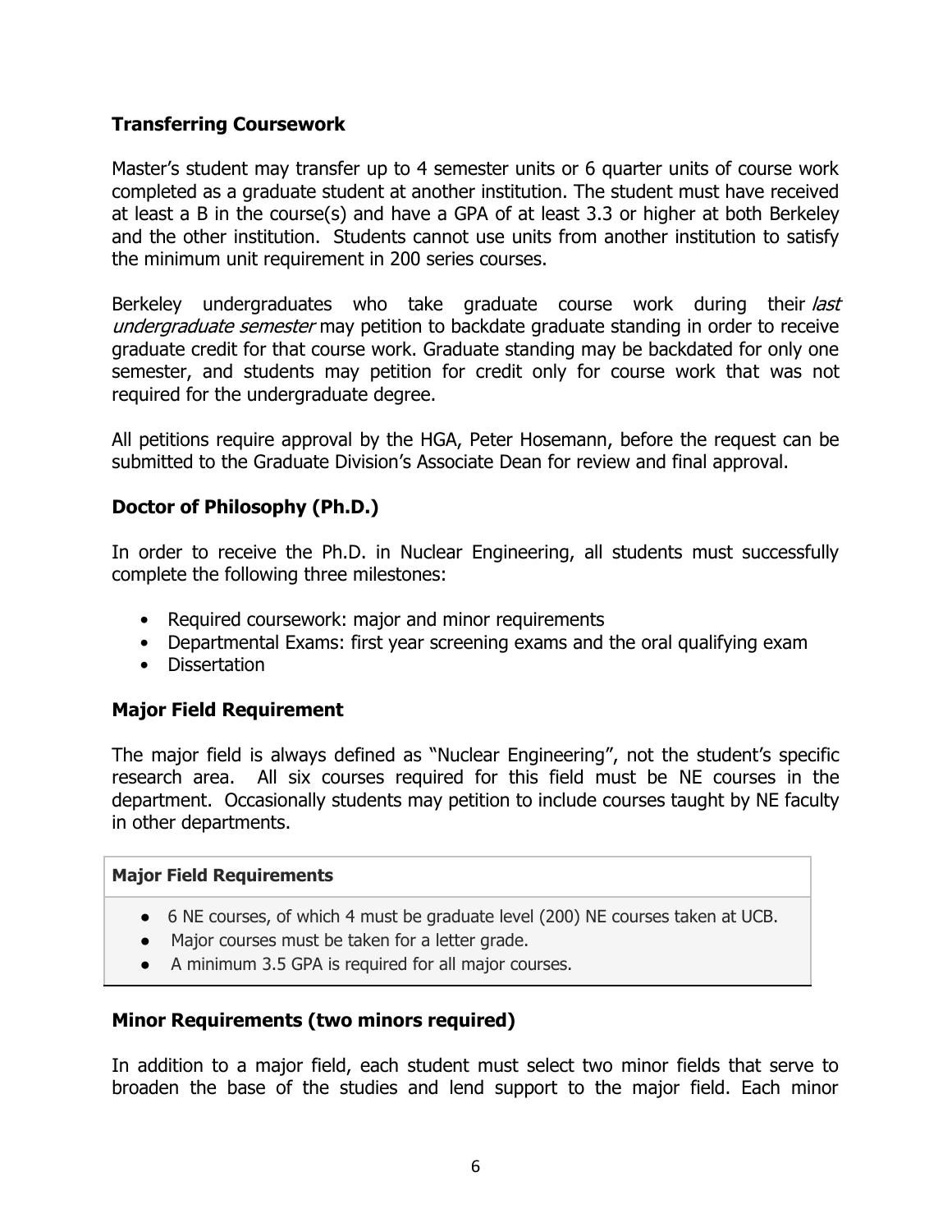## Transferring Coursework

Master's student may transfer up to 4 semester units or 6 quarter units of course work completed as a graduate student at another institution. The student must have received at least a B in the course(s) and have a GPA of at least 3.3 or higher at both Berkeley and the other institution. Students cannot use units from another institution to satisfy the minimum unit requirement in 200 series courses.

Berkeley undergraduates who take graduate course work during their *last undergraduate semester* may petition to backdate graduate standing in order to receive graduate credit for that course work. Graduate standing may be backdated for only one semester, and students may petition for credit only for course work that was not required for the undergraduate degree.

All petitions require approval by the HGA, Peter Hosemann, before the request can be submitted to the Graduate Division's Associate Dean for review and final approval.

## Doctor of Philosophy (Ph.D.)

In order to receive the Ph.D. in Nuclear Engineering, all students must successfully complete the following three milestones:

- Required coursework: major and minor requirements
- Departmental Exams: first year screening exams and the oral qualifying exam
- Dissertation

## Major Field Requirement

The major field is always defined as "Nuclear Engineering", not the student's specific research area. All six courses required for this field must be NE courses in the department. Occasionally students may petition to include courses taught by NE faculty in other departments.

| **Major Field Requirements** |
| --- |
| • 6 NE courses, of which 4 must be graduate level (200) NE courses taken at UCB.<br>• Major courses must be taken for a letter grade.<br>• A minimum 3.5 GPA is required for all major courses. |

## Minor Requirements (two minors required)

In addition to a major field, each student must select two minor fields that serve to broaden the base of the studies and lend support to the major field. Each minor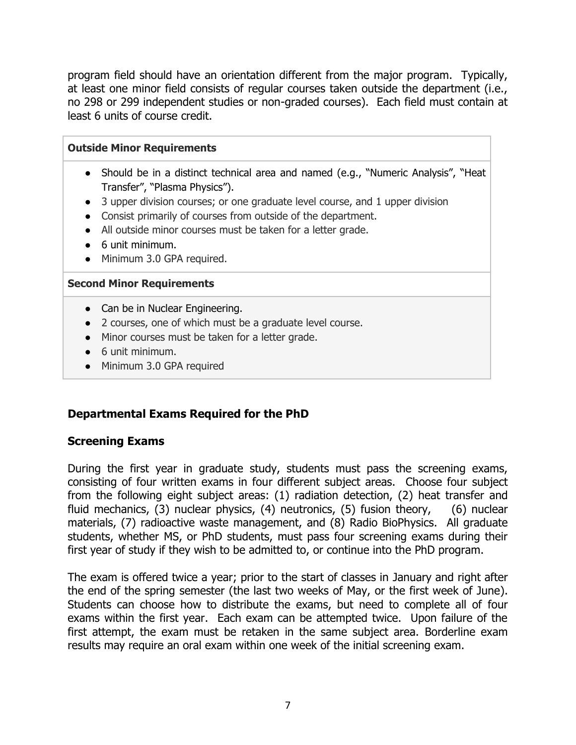program field should have an orientation different from the major program. Typically, at least one minor field consists of regular courses taken outside the department (i.e., no 298 or 299 independent studies or non-graded courses). Each field must contain at least 6 units of course credit.

| **Outside Minor Requirements** |
| --- |
| • Should be in a distinct technical area and named (e.g., "Numeric Analysis", "Heat Transfer", "Plasma Physics").<br>• 3 upper division courses; or one graduate level course, and 1 upper division<br>• Consist primarily of courses from outside of the department.<br>• All outside minor courses must be taken for a letter grade.<br>• 6 unit minimum.<br>• Minimum 3.0 GPA required. |
| **Second Minor Requirements** |
| • Can be in Nuclear Engineering.<br>• 2 courses, one of which must be a graduate level course.<br>• Minor courses must be taken for a letter grade.<br>• 6 unit minimum.<br>• Minimum 3.0 GPA required |

## Departmental Exams Required for the PhD

### Screening Exams

During the first year in graduate study, students must pass the screening exams, consisting of four written exams in four different subject areas. Choose four subject from the following eight subject areas: (1) radiation detection, (2) heat transfer and fluid mechanics, (3) nuclear physics, (4) neutronics, (5) fusion theory, (6) nuclear materials, (7) radioactive waste management, and (8) Radio BioPhysics. All graduate students, whether MS, or PhD students, must pass four screening exams during their first year of study if they wish to be admitted to, or continue into the PhD program.

The exam is offered twice a year; prior to the start of classes in January and right after the end of the spring semester (the last two weeks of May, or the first week of June). Students can choose how to distribute the exams, but need to complete all of four exams within the first year. Each exam can be attempted twice. Upon failure of the first attempt, the exam must be retaken in the same subject area. Borderline exam results may require an oral exam within one week of the initial screening exam.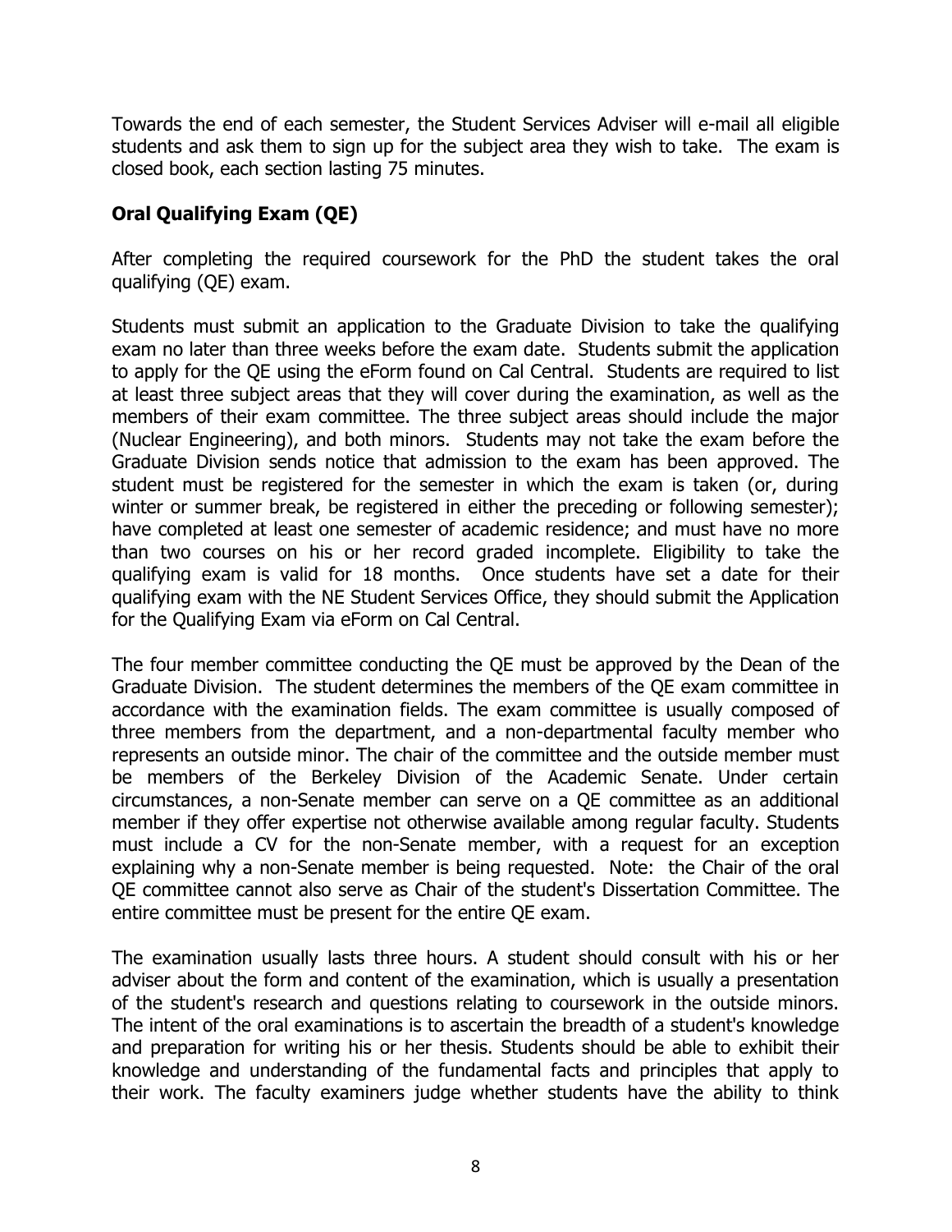Towards the end of each semester, the Student Services Adviser will e-mail all eligible students and ask them to sign up for the subject area they wish to take. The exam is closed book, each section lasting 75 minutes.

### Oral Qualifying Exam (QE)

After completing the required coursework for the PhD the student takes the oral qualifying (QE) exam.

Students must submit an application to the Graduate Division to take the qualifying exam no later than three weeks before the exam date. Students submit the application to apply for the QE using the eForm found on Cal Central. Students are required to list at least three subject areas that they will cover during the examination, as well as the members of their exam committee. The three subject areas should include the major (Nuclear Engineering), and both minors. Students may not take the exam before the Graduate Division sends notice that admission to the exam has been approved. The student must be registered for the semester in which the exam is taken (or, during winter or summer break, be registered in either the preceding or following semester); have completed at least one semester of academic residence; and must have no more than two courses on his or her record graded incomplete. Eligibility to take the qualifying exam is valid for 18 months. Once students have set a date for their qualifying exam with the NE Student Services Office, they should submit the Application for the Qualifying Exam via eForm on Cal Central.

The four member committee conducting the QE must be approved by the Dean of the Graduate Division. The student determines the members of the QE exam committee in accordance with the examination fields. The exam committee is usually composed of three members from the department, and a non-departmental faculty member who represents an outside minor. The chair of the committee and the outside member must be members of the Berkeley Division of the Academic Senate. Under certain circumstances, a non-Senate member can serve on a QE committee as an additional member if they offer expertise not otherwise available among regular faculty. Students must include a CV for the non-Senate member, with a request for an exception explaining why a non-Senate member is being requested. Note: the Chair of the oral QE committee cannot also serve as Chair of the student's Dissertation Committee. The entire committee must be present for the entire QE exam.

The examination usually lasts three hours. A student should consult with his or her adviser about the form and content of the examination, which is usually a presentation of the student's research and questions relating to coursework in the outside minors. The intent of the oral examinations is to ascertain the breadth of a student's knowledge and preparation for writing his or her thesis. Students should be able to exhibit their knowledge and understanding of the fundamental facts and principles that apply to their work. The faculty examiners judge whether students have the ability to think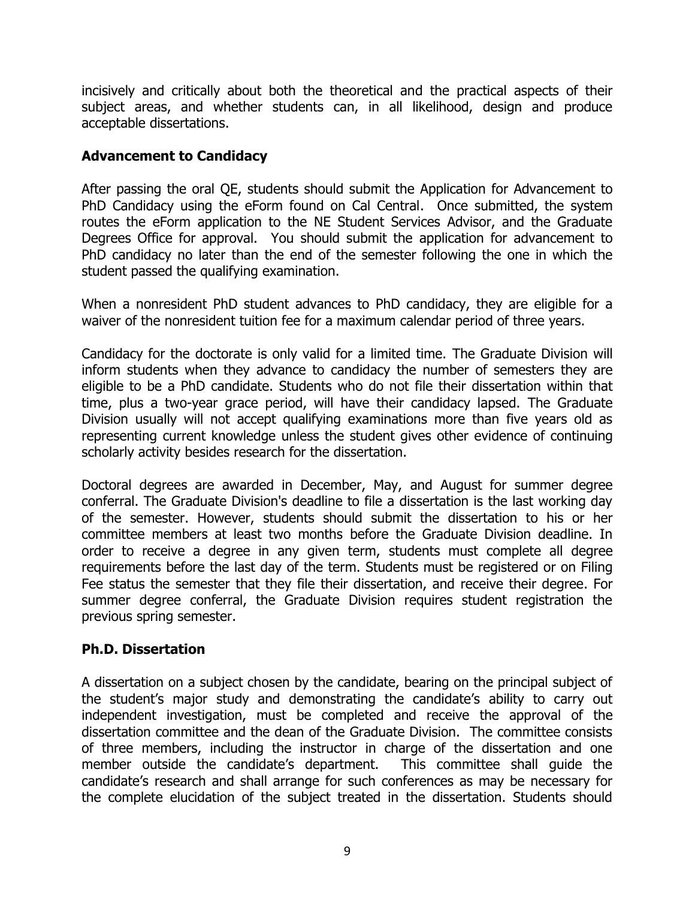incisively and critically about both the theoretical and the practical aspects of their subject areas, and whether students can, in all likelihood, design and produce acceptable dissertations.

## Advancement to Candidacy

After passing the oral QE, students should submit the Application for Advancement to PhD Candidacy using the eForm found on Cal Central. Once submitted, the system routes the eForm application to the NE Student Services Advisor, and the Graduate Degrees Office for approval. You should submit the application for advancement to PhD candidacy no later than the end of the semester following the one in which the student passed the qualifying examination.

When a nonresident PhD student advances to PhD candidacy, they are eligible for a waiver of the nonresident tuition fee for a maximum calendar period of three years.

Candidacy for the doctorate is only valid for a limited time. The Graduate Division will inform students when they advance to candidacy the number of semesters they are eligible to be a PhD candidate. Students who do not file their dissertation within that time, plus a two-year grace period, will have their candidacy lapsed. The Graduate Division usually will not accept qualifying examinations more than five years old as representing current knowledge unless the student gives other evidence of continuing scholarly activity besides research for the dissertation.

Doctoral degrees are awarded in December, May, and August for summer degree conferral. The Graduate Division's deadline to file a dissertation is the last working day of the semester. However, students should submit the dissertation to his or her committee members at least two months before the Graduate Division deadline. In order to receive a degree in any given term, students must complete all degree requirements before the last day of the term. Students must be registered or on Filing Fee status the semester that they file their dissertation, and receive their degree. For summer degree conferral, the Graduate Division requires student registration the previous spring semester.

## Ph.D. Dissertation

A dissertation on a subject chosen by the candidate, bearing on the principal subject of the student's major study and demonstrating the candidate's ability to carry out independent investigation, must be completed and receive the approval of the dissertation committee and the dean of the Graduate Division. The committee consists of three members, including the instructor in charge of the dissertation and one member outside the candidate's department. This committee shall guide the candidate's research and shall arrange for such conferences as may be necessary for the complete elucidation of the subject treated in the dissertation. Students should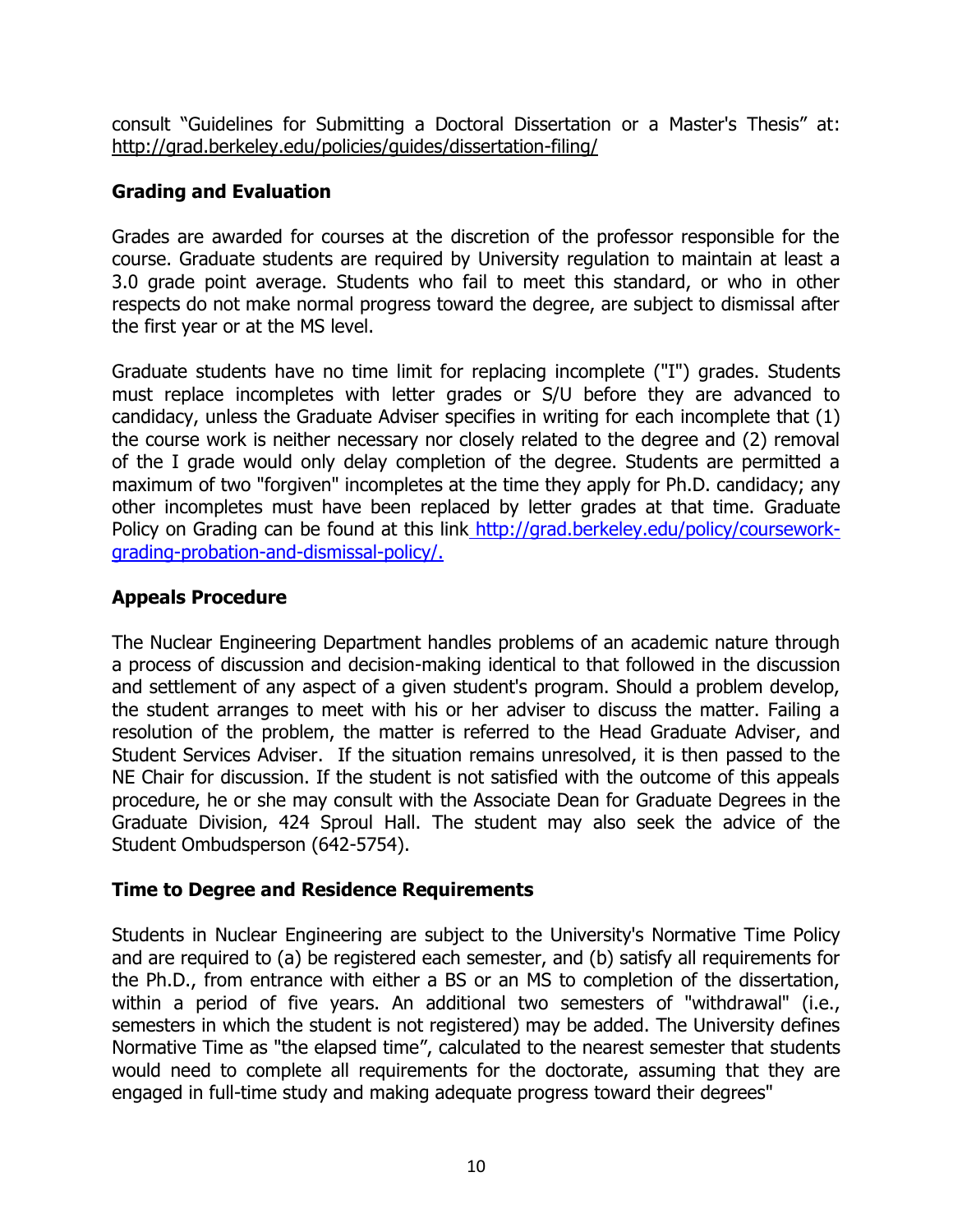consult "Guidelines for Submitting a Doctoral Dissertation or a Master's Thesis" at: http://grad.berkeley.edu/policies/guides/dissertation-filing/

## Grading and Evaluation

Grades are awarded for courses at the discretion of the professor responsible for the course. Graduate students are required by University regulation to maintain at least a 3.0 grade point average. Students who fail to meet this standard, or who in other respects do not make normal progress toward the degree, are subject to dismissal after the first year or at the MS level.

Graduate students have no time limit for replacing incomplete ("I") grades. Students must replace incompletes with letter grades or S/U before they are advanced to candidacy, unless the Graduate Adviser specifies in writing for each incomplete that (1) the course work is neither necessary nor closely related to the degree and (2) removal of the I grade would only delay completion of the degree. Students are permitted a maximum of two "forgiven" incompletes at the time they apply for Ph.D. candidacy; any other incompletes must have been replaced by letter grades at that time. Graduate Policy on Grading can be found at this link http://grad.berkeley.edu/policy/coursework-grading-probation-and-dismissal-policy/.

## Appeals Procedure

The Nuclear Engineering Department handles problems of an academic nature through a process of discussion and decision-making identical to that followed in the discussion and settlement of any aspect of a given student's program. Should a problem develop, the student arranges to meet with his or her adviser to discuss the matter. Failing a resolution of the problem, the matter is referred to the Head Graduate Adviser, and Student Services Adviser. If the situation remains unresolved, it is then passed to the NE Chair for discussion. If the student is not satisfied with the outcome of this appeals procedure, he or she may consult with the Associate Dean for Graduate Degrees in the Graduate Division, 424 Sproul Hall. The student may also seek the advice of the Student Ombudsperson (642-5754).

## Time to Degree and Residence Requirements

Students in Nuclear Engineering are subject to the University's Normative Time Policy and are required to (a) be registered each semester, and (b) satisfy all requirements for the Ph.D., from entrance with either a BS or an MS to completion of the dissertation, within a period of five years. An additional two semesters of "withdrawal" (i.e., semesters in which the student is not registered) may be added. The University defines Normative Time as "the elapsed time", calculated to the nearest semester that students would need to complete all requirements for the doctorate, assuming that they are engaged in full-time study and making adequate progress toward their degrees"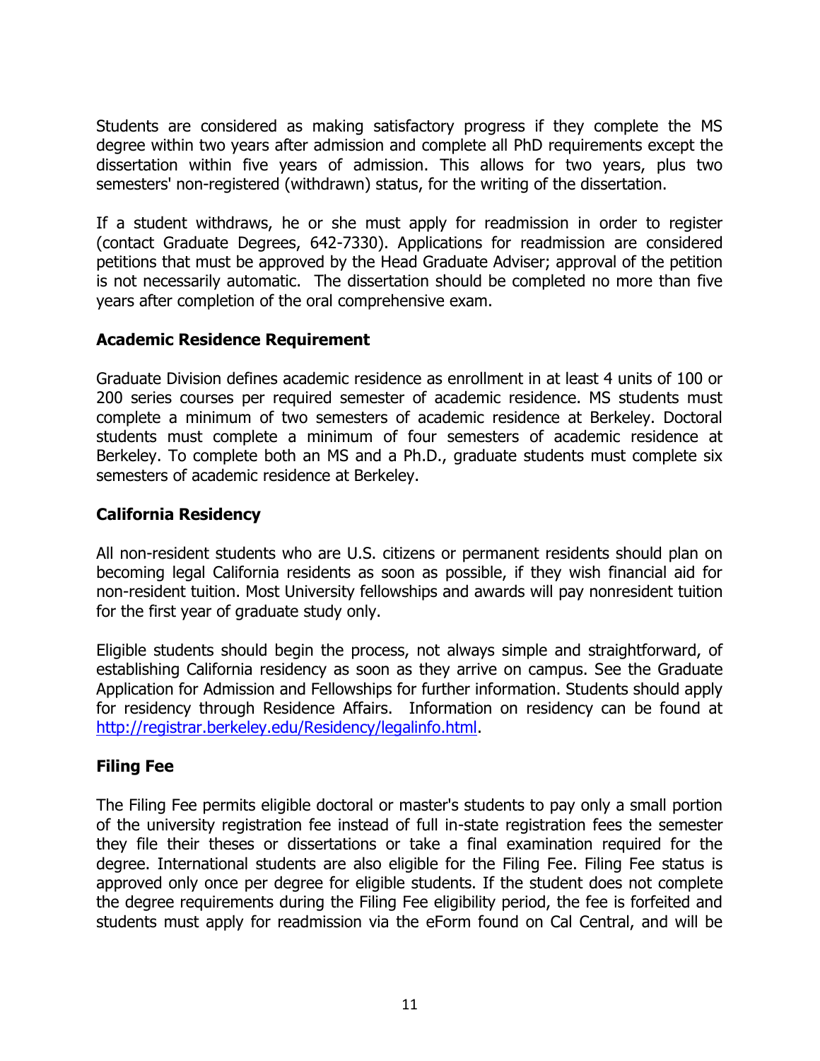Students are considered as making satisfactory progress if they complete the MS degree within two years after admission and complete all PhD requirements except the dissertation within five years of admission. This allows for two years, plus two semesters' non-registered (withdrawn) status, for the writing of the dissertation.

If a student withdraws, he or she must apply for readmission in order to register (contact Graduate Degrees, 642-7330). Applications for readmission are considered petitions that must be approved by the Head Graduate Adviser; approval of the petition is not necessarily automatic. The dissertation should be completed no more than five years after completion of the oral comprehensive exam.

### Academic Residence Requirement

Graduate Division defines academic residence as enrollment in at least 4 units of 100 or 200 series courses per required semester of academic residence. MS students must complete a minimum of two semesters of academic residence at Berkeley. Doctoral students must complete a minimum of four semesters of academic residence at Berkeley. To complete both an MS and a Ph.D., graduate students must complete six semesters of academic residence at Berkeley.

### California Residency

All non-resident students who are U.S. citizens or permanent residents should plan on becoming legal California residents as soon as possible, if they wish financial aid for non-resident tuition. Most University fellowships and awards will pay nonresident tuition for the first year of graduate study only.

Eligible students should begin the process, not always simple and straightforward, of establishing California residency as soon as they arrive on campus. See the Graduate Application for Admission and Fellowships for further information. Students should apply for residency through Residence Affairs. Information on residency can be found at [http://registrar.berkeley.edu/Residency/legalinfo.html](http://registrar.berkeley.edu/Residency/legalinfo.html).

### Filing Fee

The Filing Fee permits eligible doctoral or master's students to pay only a small portion of the university registration fee instead of full in-state registration fees the semester they file their theses or dissertations or take a final examination required for the degree. International students are also eligible for the Filing Fee. Filing Fee status is approved only once per degree for eligible students. If the student does not complete the degree requirements during the Filing Fee eligibility period, the fee is forfeited and students must apply for readmission via the eForm found on Cal Central, and will be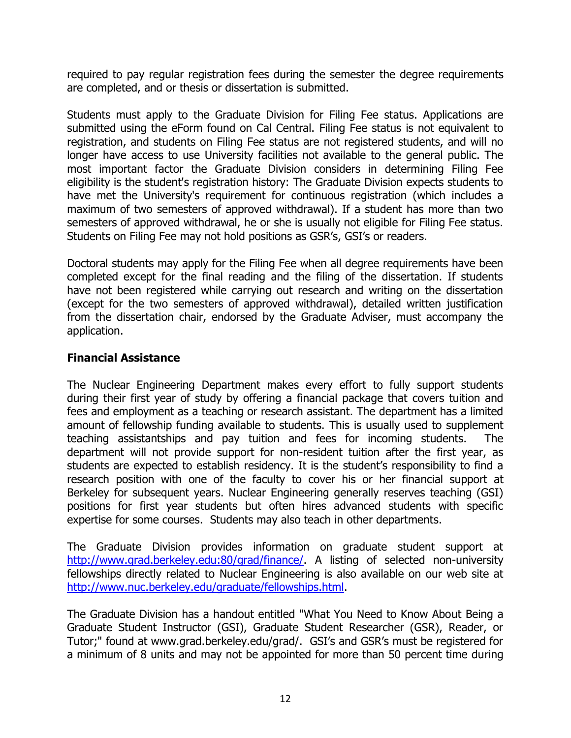required to pay regular registration fees during the semester the degree requirements are completed, and or thesis or dissertation is submitted.

Students must apply to the Graduate Division for Filing Fee status. Applications are submitted using the eForm found on Cal Central. Filing Fee status is not equivalent to registration, and students on Filing Fee status are not registered students, and will no longer have access to use University facilities not available to the general public. The most important factor the Graduate Division considers in determining Filing Fee eligibility is the student's registration history: The Graduate Division expects students to have met the University's requirement for continuous registration (which includes a maximum of two semesters of approved withdrawal). If a student has more than two semesters of approved withdrawal, he or she is usually not eligible for Filing Fee status. Students on Filing Fee may not hold positions as GSR's, GSI's or readers.

Doctoral students may apply for the Filing Fee when all degree requirements have been completed except for the final reading and the filing of the dissertation. If students have not been registered while carrying out research and writing on the dissertation (except for the two semesters of approved withdrawal), detailed written justification from the dissertation chair, endorsed by the Graduate Adviser, must accompany the application.

**Financial Assistance**

The Nuclear Engineering Department makes every effort to fully support students during their first year of study by offering a financial package that covers tuition and fees and employment as a teaching or research assistant. The department has a limited amount of fellowship funding available to students. This is usually used to supplement teaching assistantships and pay tuition and fees for incoming students. The department will not provide support for non-resident tuition after the first year, as students are expected to establish residency. It is the student's responsibility to find a research position with one of the faculty to cover his or her financial support at Berkeley for subsequent years. Nuclear Engineering generally reserves teaching (GSI) positions for first year students but often hires advanced students with specific expertise for some courses. Students may also teach in other departments.

The Graduate Division provides information on graduate student support at http://www.grad.berkeley.edu:80/grad/finance/. A listing of selected non-university fellowships directly related to Nuclear Engineering is also available on our web site at http://www.nuc.berkeley.edu/graduate/fellowships.html.

The Graduate Division has a handout entitled "What You Need to Know About Being a Graduate Student Instructor (GSI), Graduate Student Researcher (GSR), Reader, or Tutor;" found at www.grad.berkeley.edu/grad/. GSI's and GSR's must be registered for a minimum of 8 units and may not be appointed for more than 50 percent time during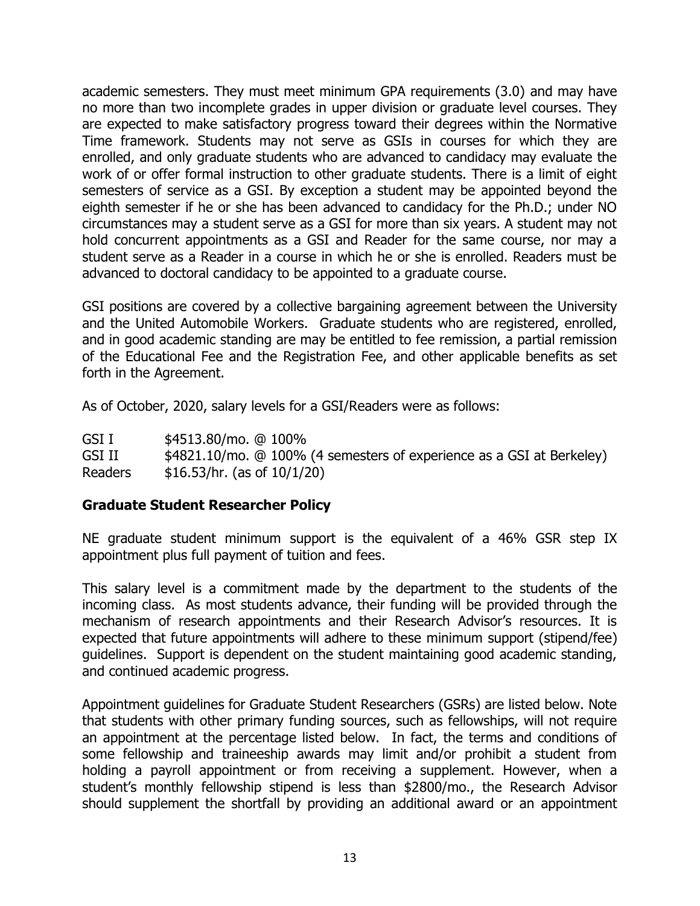academic semesters. They must meet minimum GPA requirements (3.0) and may have no more than two incomplete grades in upper division or graduate level courses. They are expected to make satisfactory progress toward their degrees within the Normative Time framework. Students may not serve as GSIs in courses for which they are enrolled, and only graduate students who are advanced to candidacy may evaluate the work of or offer formal instruction to other graduate students. There is a limit of eight semesters of service as a GSI. By exception a student may be appointed beyond the eighth semester if he or she has been advanced to candidacy for the Ph.D.; under NO circumstances may a student serve as a GSI for more than six years. A student may not hold concurrent appointments as a GSI and Reader for the same course, nor may a student serve as a Reader in a course in which he or she is enrolled. Readers must be advanced to doctoral candidacy to be appointed to a graduate course.

GSI positions are covered by a collective bargaining agreement between the University and the United Automobile Workers. Graduate students who are registered, enrolled, and in good academic standing are may be entitled to fee remission, a partial remission of the Educational Fee and the Registration Fee, and other applicable benefits as set forth in the Agreement.

As of October, 2020, salary levels for a GSI/Readers were as follows:

| | |
|---|---|
| GSI I | \$4513.80/mo. @ 100% |
| GSI II | \$4821.10/mo. @ 100% (4 semesters of experience as a GSI at Berkeley) |
| Readers | \$16.53/hr. (as of 10/1/20) |

## Graduate Student Researcher Policy

NE graduate student minimum support is the equivalent of a 46% GSR step IX appointment plus full payment of tuition and fees.

This salary level is a commitment made by the department to the students of the incoming class. As most students advance, their funding will be provided through the mechanism of research appointments and their Research Advisor's resources. It is expected that future appointments will adhere to these minimum support (stipend/fee) guidelines. Support is dependent on the student maintaining good academic standing, and continued academic progress.

Appointment guidelines for Graduate Student Researchers (GSRs) are listed below. Note that students with other primary funding sources, such as fellowships, will not require an appointment at the percentage listed below. In fact, the terms and conditions of some fellowship and traineeship awards may limit and/or prohibit a student from holding a payroll appointment or from receiving a supplement. However, when a student's monthly fellowship stipend is less than \$2800/mo., the Research Advisor should supplement the shortfall by providing an additional award or an appointment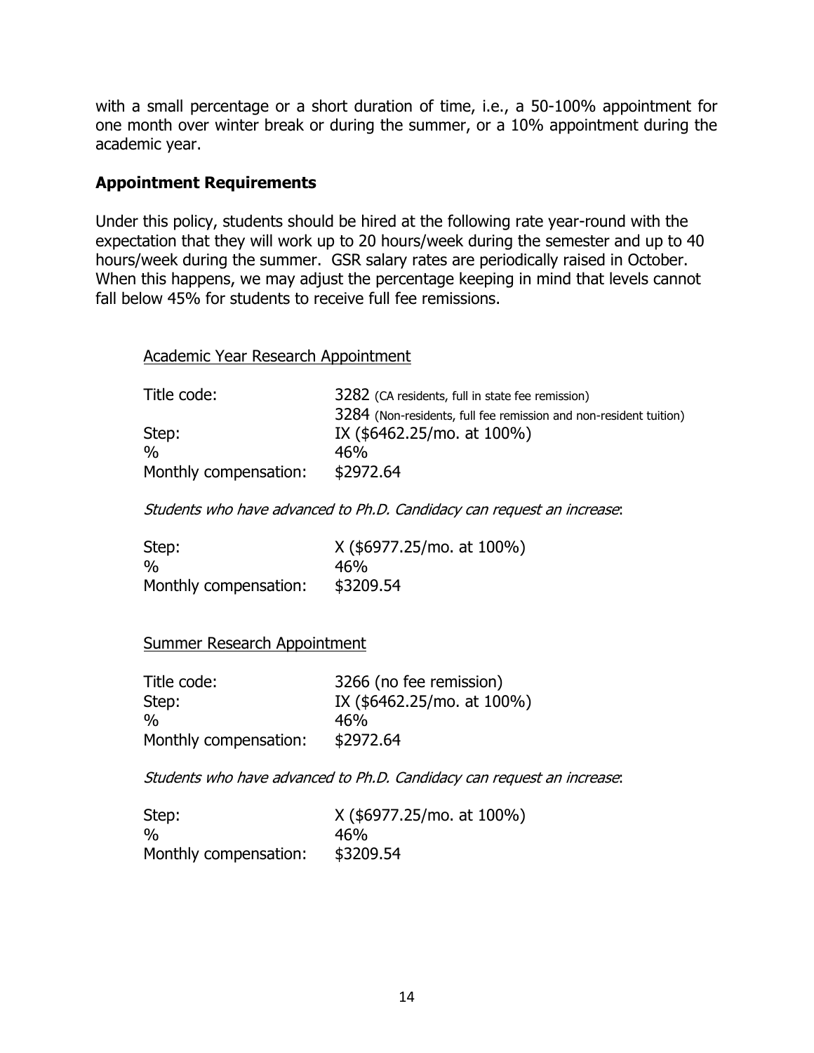with a small percentage or a short duration of time, i.e., a 50-100% appointment for one month over winter break or during the summer, or a 10% appointment during the academic year.

### Appointment Requirements

Under this policy, students should be hired at the following rate year-round with the expectation that they will work up to 20 hours/week during the semester and up to 40 hours/week during the summer. GSR salary rates are periodically raised in October. When this happens, we may adjust the percentage keeping in mind that levels cannot fall below 45% for students to receive full fee remissions.

<u>Academic Year Research Appointment</u>

| | |
|---|---|
| Title code: | 3282 (CA residents, full in state fee remission) |
| | 3284 (Non-residents, full fee remission and non-resident tuition) |
| Step: | IX ($6462.25/mo. at 100%) |
| % | 46% |
| Monthly compensation: | $2972.64 |

*Students who have advanced to Ph.D. Candidacy can request an increase*:

| | |
|---|---|
| Step: | X ($6977.25/mo. at 100%) |
| % | 46% |
| Monthly compensation: | $3209.54 |

<u>Summer Research Appointment</u>

| | |
|---|---|
| Title code: | 3266 (no fee remission) |
| Step: | IX ($6462.25/mo. at 100%) |
| % | 46% |
| Monthly compensation: | $2972.64 |

*Students who have advanced to Ph.D. Candidacy can request an increase*:

| | |
|---|---|
| Step: | X ($6977.25/mo. at 100%) |
| % | 46% |
| Monthly compensation: | $3209.54 |